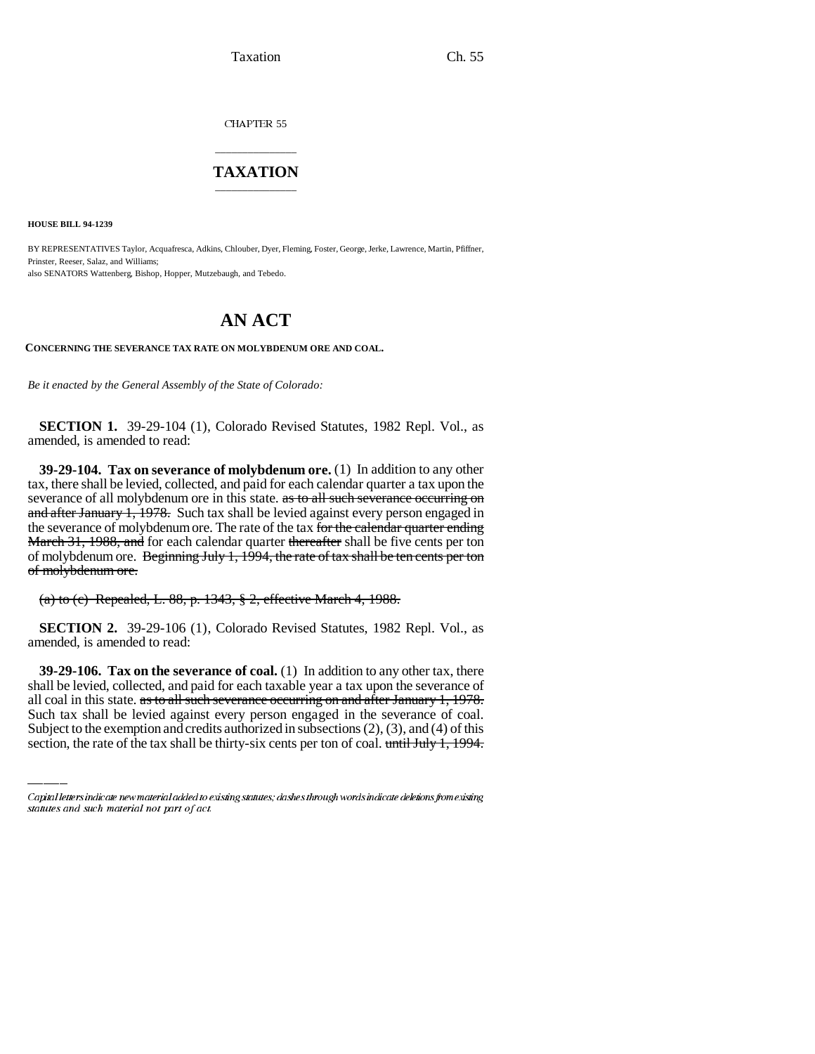CHAPTER 55

# TAXATION

**HOUSE BILL 94-1239**

BY REPRESENTATIVES Taylor, Acquafresca, Adkins, Chlouber, Dyer, Fleming, Foster, George, Jerke, Lawrence, Martin, Pfiffner, Prinster, Reeser, Salaz, and Williams;
also SENATORS Wattenberg, Bishop, Hopper, Mutzebaugh, and Tebedo.

# AN ACT

**CONCERNING THE SEVERANCE TAX RATE ON MOLYBDENUM ORE AND COAL.**

*Be it enacted by the General Assembly of the State of Colorado:*

**SECTION 1.** 39-29-104 (1), Colorado Revised Statutes, 1982 Repl. Vol., as amended, is amended to read:

**39-29-104. Tax on severance of molybdenum ore.** (1) In addition to any other tax, there shall be levied, collected, and paid for each calendar quarter a tax upon the severance of all molybdenum ore in this state. ~~as to all such severance occurring on and after January 1, 1978.~~ Such tax shall be levied against every person engaged in the severance of molybdenum ore. The rate of the tax ~~for the calendar quarter ending March 31, 1988, and~~ for each calendar quarter ~~thereafter~~ shall be five cents per ton of molybdenum ore. ~~Beginning July 1, 1994, the rate of tax shall be ten cents per ton of molybdenum ore.~~

~~(a) to (c) Repealed, L. 88, p. 1343, § 2, effective March 4, 1988.~~

**SECTION 2.** 39-29-106 (1), Colorado Revised Statutes, 1982 Repl. Vol., as amended, is amended to read:

**39-29-106. Tax on the severance of coal.** (1) In addition to any other tax, there shall be levied, collected, and paid for each taxable year a tax upon the severance of all coal in this state. ~~as to all such severance occurring on and after January 1, 1978.~~ Such tax shall be levied against every person engaged in the severance of coal. Subject to the exemption and credits authorized in subsections (2), (3), and (4) of this section, the rate of the tax shall be thirty-six cents per ton of coal. ~~until July 1, 1994.~~

Capital letters indicate new material added to existing statutes; dashes through words indicate deletions from existing statutes and such material not part of act.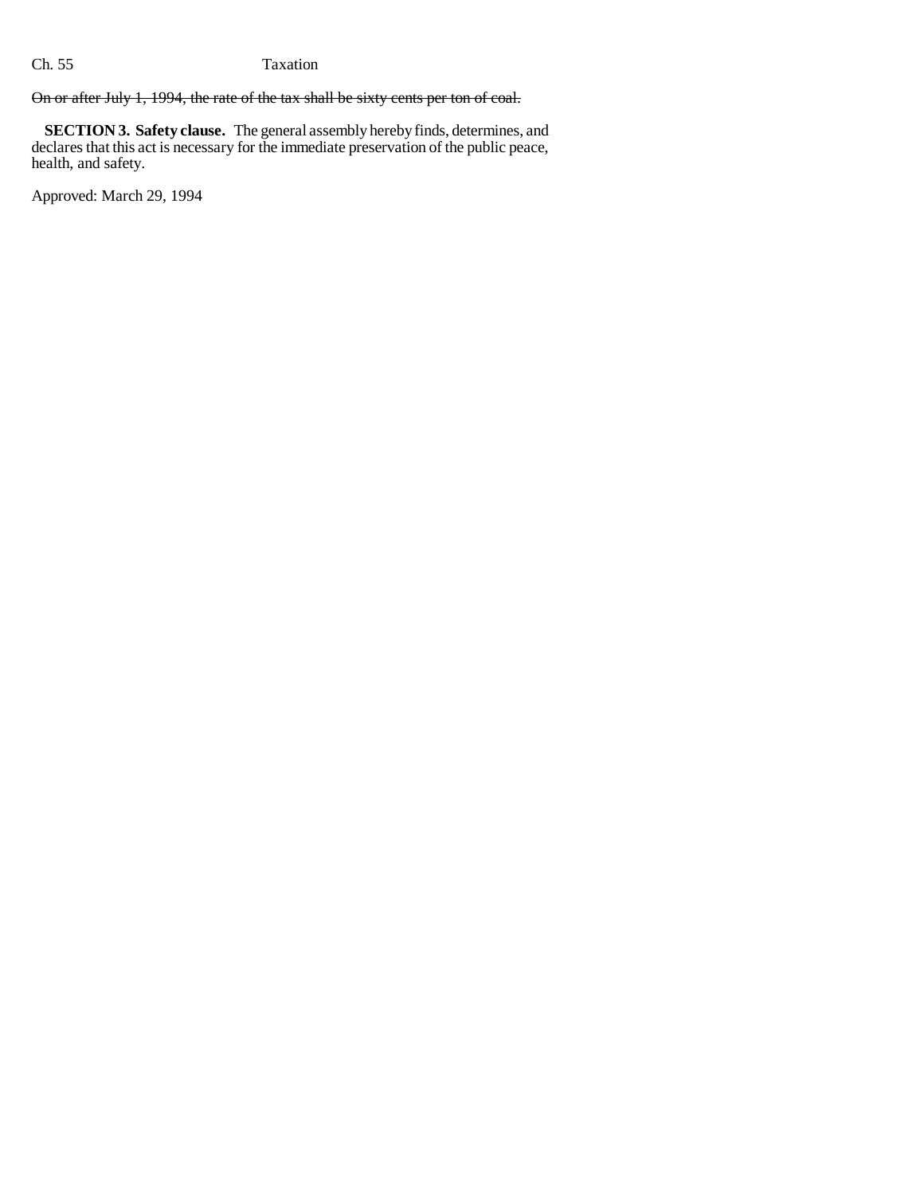~~On or after July 1, 1994, the rate of the tax shall be sixty cents per ton of coal.~~

**SECTION 3. Safety clause.** The general assembly hereby finds, determines, and declares that this act is necessary for the immediate preservation of the public peace, health, and safety.

Approved: March 29, 1994